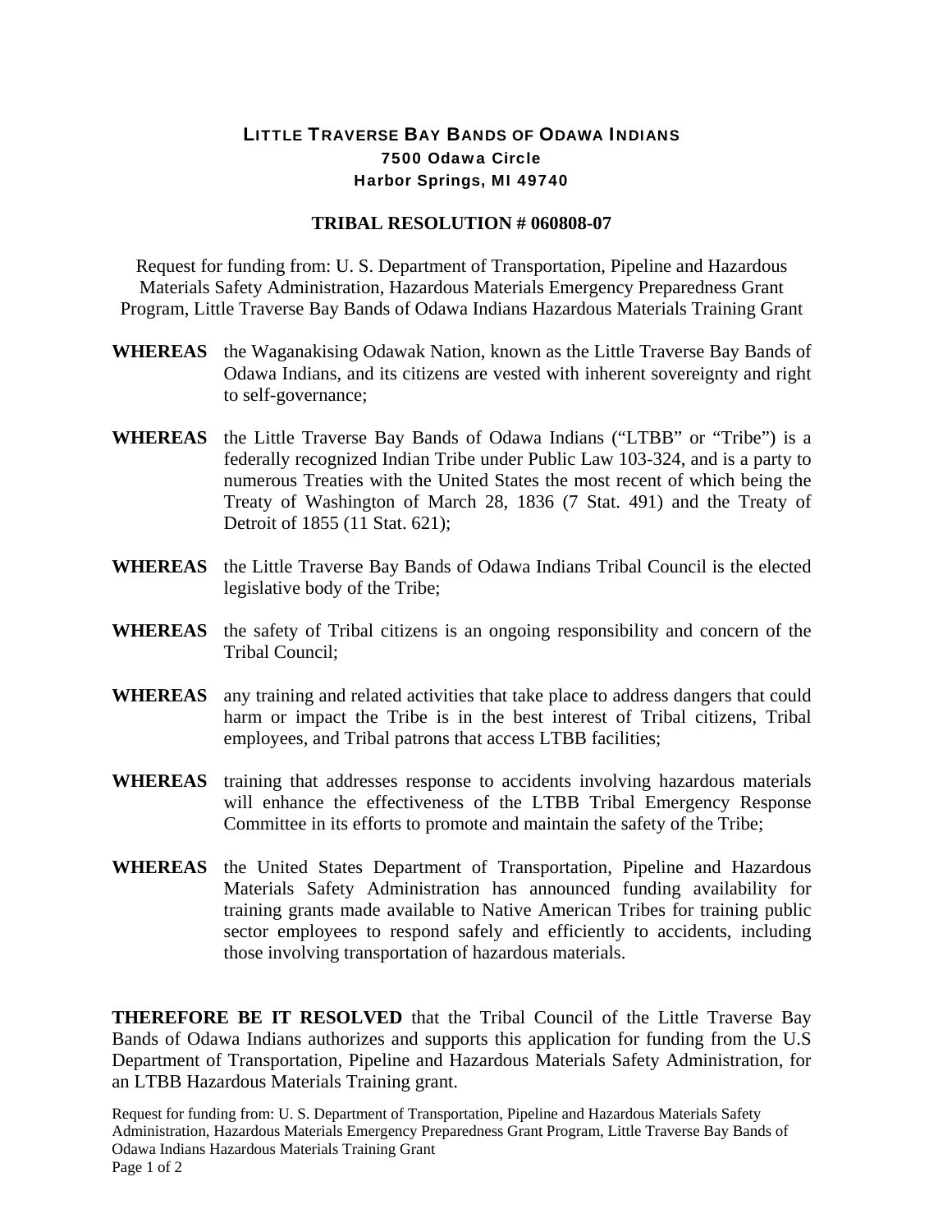# LITTLE TRAVERSE BAY BANDS OF ODAWA INDIANS

**7500 Odawa Circle**
**Harbor Springs, MI 49740**

## TRIBAL RESOLUTION # 060808-07

Request for funding from: U. S. Department of Transportation, Pipeline and Hazardous Materials Safety Administration, Hazardous Materials Emergency Preparedness Grant Program, Little Traverse Bay Bands of Odawa Indians Hazardous Materials Training Grant

**WHEREAS** the Waganakising Odawak Nation, known as the Little Traverse Bay Bands of Odawa Indians, and its citizens are vested with inherent sovereignty and right to self-governance;

**WHEREAS** the Little Traverse Bay Bands of Odawa Indians ("LTBB" or "Tribe") is a federally recognized Indian Tribe under Public Law 103-324, and is a party to numerous Treaties with the United States the most recent of which being the Treaty of Washington of March 28, 1836 (7 Stat. 491) and the Treaty of Detroit of 1855 (11 Stat. 621);

**WHEREAS** the Little Traverse Bay Bands of Odawa Indians Tribal Council is the elected legislative body of the Tribe;

**WHEREAS** the safety of Tribal citizens is an ongoing responsibility and concern of the Tribal Council;

**WHEREAS** any training and related activities that take place to address dangers that could harm or impact the Tribe is in the best interest of Tribal citizens, Tribal employees, and Tribal patrons that access LTBB facilities;

**WHEREAS** training that addresses response to accidents involving hazardous materials will enhance the effectiveness of the LTBB Tribal Emergency Response Committee in its efforts to promote and maintain the safety of the Tribe;

**WHEREAS** the United States Department of Transportation, Pipeline and Hazardous Materials Safety Administration has announced funding availability for training grants made available to Native American Tribes for training public sector employees to respond safely and efficiently to accidents, including those involving transportation of hazardous materials.

**THEREFORE BE IT RESOLVED** that the Tribal Council of the Little Traverse Bay Bands of Odawa Indians authorizes and supports this application for funding from the U.S Department of Transportation, Pipeline and Hazardous Materials Safety Administration, for an LTBB Hazardous Materials Training grant.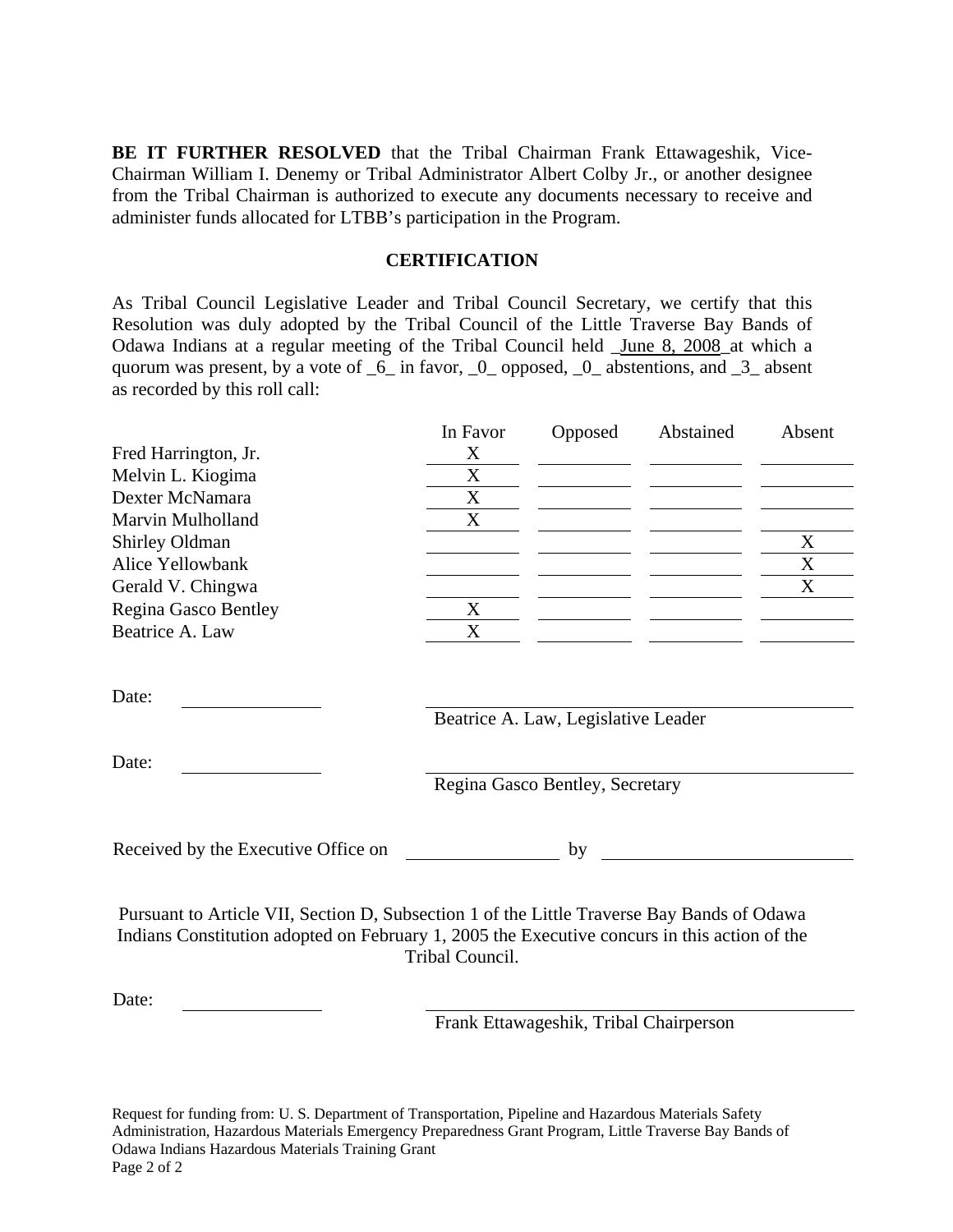**BE IT FURTHER RESOLVED** that the Tribal Chairman Frank Ettawageshik, Vice-Chairman William I. Denemy or Tribal Administrator Albert Colby Jr., or another designee from the Tribal Chairman is authorized to execute any documents necessary to receive and administer funds allocated for LTBB's participation in the Program.

## CERTIFICATION

As Tribal Council Legislative Leader and Tribal Council Secretary, we certify that this Resolution was duly adopted by the Tribal Council of the Little Traverse Bay Bands of Odawa Indians at a regular meeting of the Tribal Council held _June 8, 2008_ at which a quorum was present, by a vote of _6_ in favor, _0_ opposed, _0_ abstentions, and _3_ absent as recorded by this roll call:

| | In Favor | Opposed | Abstained | Absent |
|---|---|---|---|---|
| Fred Harrington, Jr. | X | | | |
| Melvin L. Kiogima | X | | | |
| Dexter McNamara | X | | | |
| Marvin Mulholland | X | | | |
| Shirley Oldman | | | | X |
| Alice Yellowbank | | | | X |
| Gerald V. Chingwa | | | | X |
| Regina Gasco Bentley | X | | | |
| Beatrice A. Law | X | | | |

Date: ______________ ________________________________
Beatrice A. Law, Legislative Leader

Date: ______________ ________________________________
Regina Gasco Bentley, Secretary

Received by the Executive Office on ______________ by ________________________

Pursuant to Article VII, Section D, Subsection 1 of the Little Traverse Bay Bands of Odawa Indians Constitution adopted on February 1, 2005 the Executive concurs in this action of the Tribal Council.

Date: ______________ ________________________________
Frank Ettawageshik, Tribal Chairperson

Request for funding from: U. S. Department of Transportation, Pipeline and Hazardous Materials Safety Administration, Hazardous Materials Emergency Preparedness Grant Program, Little Traverse Bay Bands of Odawa Indians Hazardous Materials Training Grant